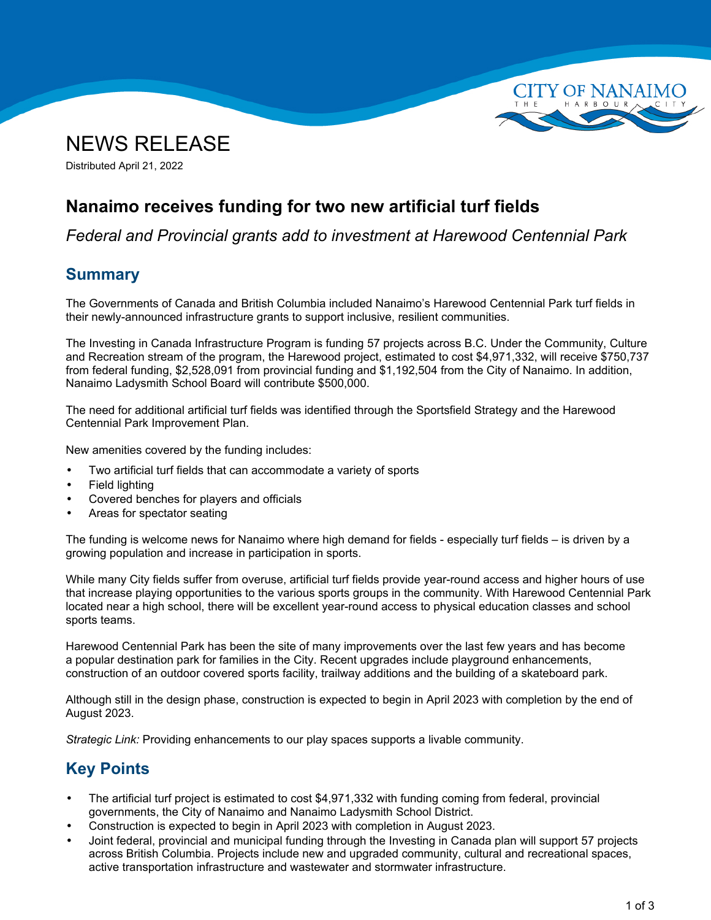# NEWS RELEASE

Distributed April 21, 2022

## Nanaimo receives funding for two new artificial turf fields

*Federal and Provincial grants add to investment at Harewood Centennial Park*

## Summary

The Governments of Canada and British Columbia included Nanaimo's Harewood Centennial Park turf fields in their newly-announced infrastructure grants to support inclusive, resilient communities.

The Investing in Canada Infrastructure Program is funding 57 projects across B.C. Under the Community, Culture and Recreation stream of the program, the Harewood project, estimated to cost $4,971,332, will receive $750,737 from federal funding, $2,528,091 from provincial funding and $1,192,504 from the City of Nanaimo. In addition, Nanaimo Ladysmith School Board will contribute $500,000.

The need for additional artificial turf fields was identified through the Sportsfield Strategy and the Harewood Centennial Park Improvement Plan.

New amenities covered by the funding includes:

- Two artificial turf fields that can accommodate a variety of sports
- Field lighting
- Covered benches for players and officials
- Areas for spectator seating

The funding is welcome news for Nanaimo where high demand for fields - especially turf fields – is driven by a growing population and increase in participation in sports.

While many City fields suffer from overuse, artificial turf fields provide year-round access and higher hours of use that increase playing opportunities to the various sports groups in the community. With Harewood Centennial Park located near a high school, there will be excellent year-round access to physical education classes and school sports teams.

Harewood Centennial Park has been the site of many improvements over the last few years and has become a popular destination park for families in the City. Recent upgrades include playground enhancements, construction of an outdoor covered sports facility, trailway additions and the building of a skateboard park.

Although still in the design phase, construction is expected to begin in April 2023 with completion by the end of August 2023.

*Strategic Link:* Providing enhancements to our play spaces supports a livable community.

## Key Points

- The artificial turf project is estimated to cost $4,971,332 with funding coming from federal, provincial governments, the City of Nanaimo and Nanaimo Ladysmith School District.
- Construction is expected to begin in April 2023 with completion in August 2023.
- Joint federal, provincial and municipal funding through the Investing in Canada plan will support 57 projects across British Columbia. Projects include new and upgraded community, cultural and recreational spaces, active transportation infrastructure and wastewater and stormwater infrastructure.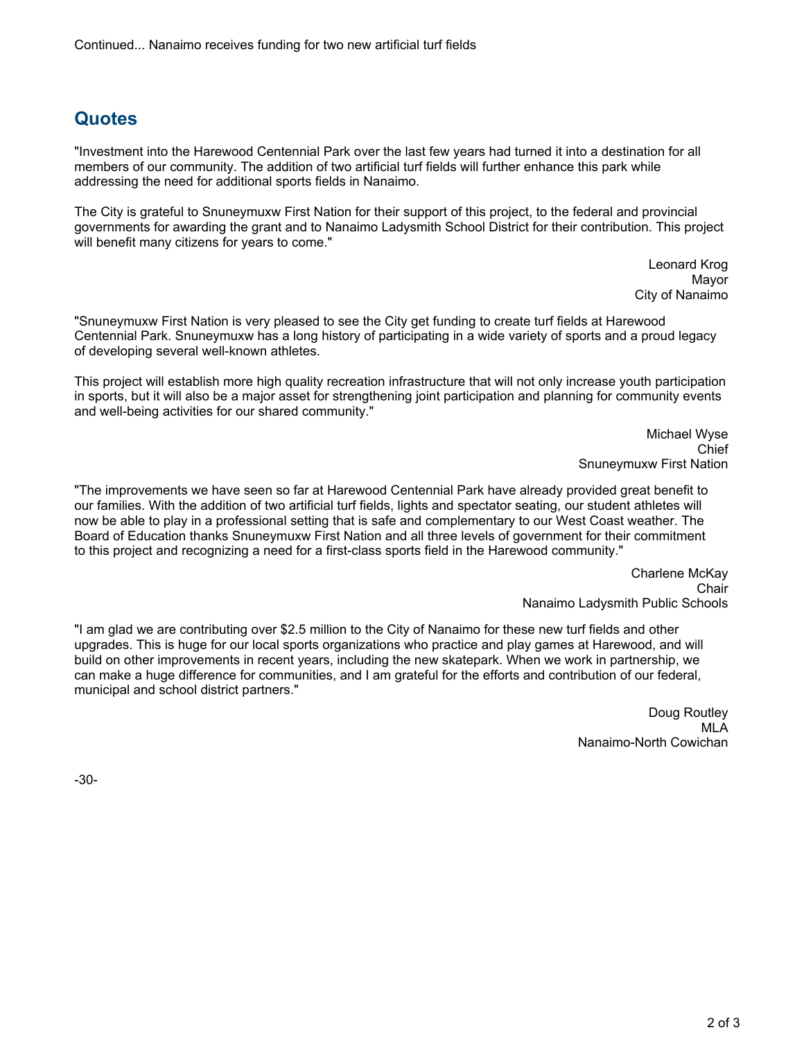Continued... Nanaimo receives funding for two new artificial turf fields

## Quotes

"Investment into the Harewood Centennial Park over the last few years had turned it into a destination for all members of our community. The addition of two artificial turf fields will further enhance this park while addressing the need for additional sports fields in Nanaimo.

The City is grateful to Snuneymuxw First Nation for their support of this project, to the federal and provincial governments for awarding the grant and to Nanaimo Ladysmith School District for their contribution. This project will benefit many citizens for years to come."

Leonard Krog
Mayor
City of Nanaimo

"Snuneymuxw First Nation is very pleased to see the City get funding to create turf fields at Harewood Centennial Park. Snuneymuxw has a long history of participating in a wide variety of sports and a proud legacy of developing several well-known athletes.

This project will establish more high quality recreation infrastructure that will not only increase youth participation in sports, but it will also be a major asset for strengthening joint participation and planning for community events and well-being activities for our shared community."

Michael Wyse
Chief
Snuneymuxw First Nation

"The improvements we have seen so far at Harewood Centennial Park have already provided great benefit to our families. With the addition of two artificial turf fields, lights and spectator seating, our student athletes will now be able to play in a professional setting that is safe and complementary to our West Coast weather. The Board of Education thanks Snuneymuxw First Nation and all three levels of government for their commitment to this project and recognizing a need for a first-class sports field in the Harewood community."

Charlene McKay
Chair
Nanaimo Ladysmith Public Schools

"I am glad we are contributing over $2.5 million to the City of Nanaimo for these new turf fields and other upgrades. This is huge for our local sports organizations who practice and play games at Harewood, and will build on other improvements in recent years, including the new skatepark. When we work in partnership, we can make a huge difference for communities, and I am grateful for the efforts and contribution of our federal, municipal and school district partners."

Doug Routley
MLA
Nanaimo-North Cowichan

-30-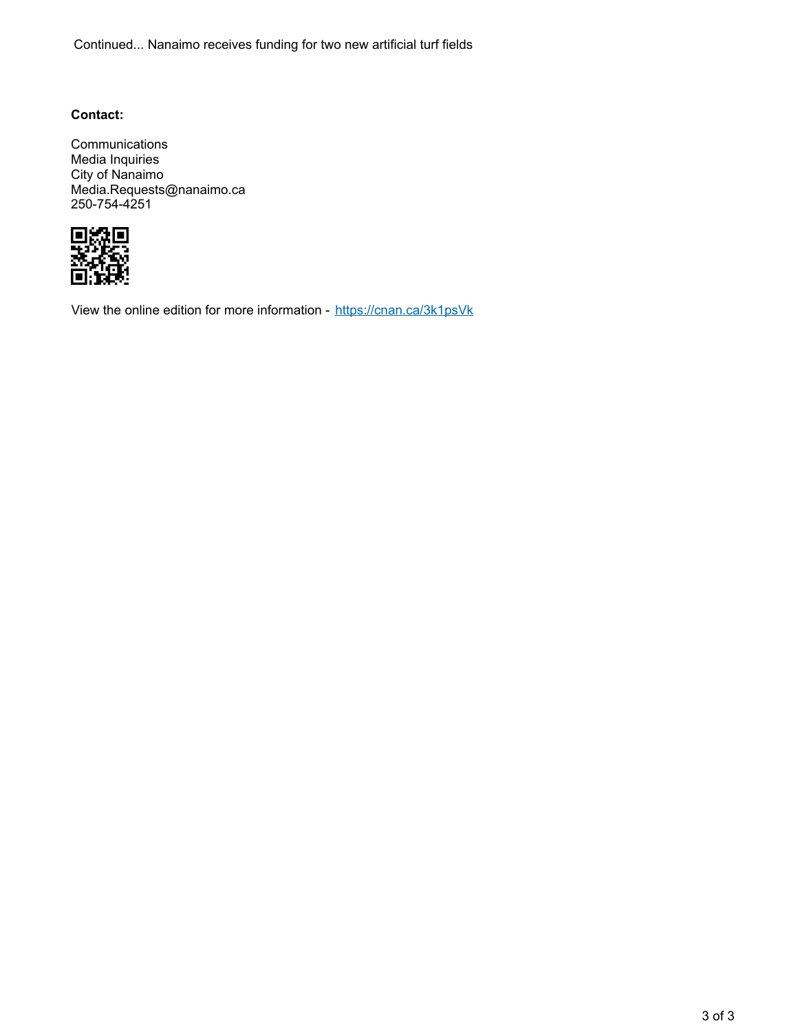Continued... Nanaimo receives funding for two new artificial turf fields

**Contact:**

Communications
Media Inquiries
City of Nanaimo
Media.Requests@nanaimo.ca
250-754-4251

View the online edition for more information - https://cnan.ca/3k1psVk